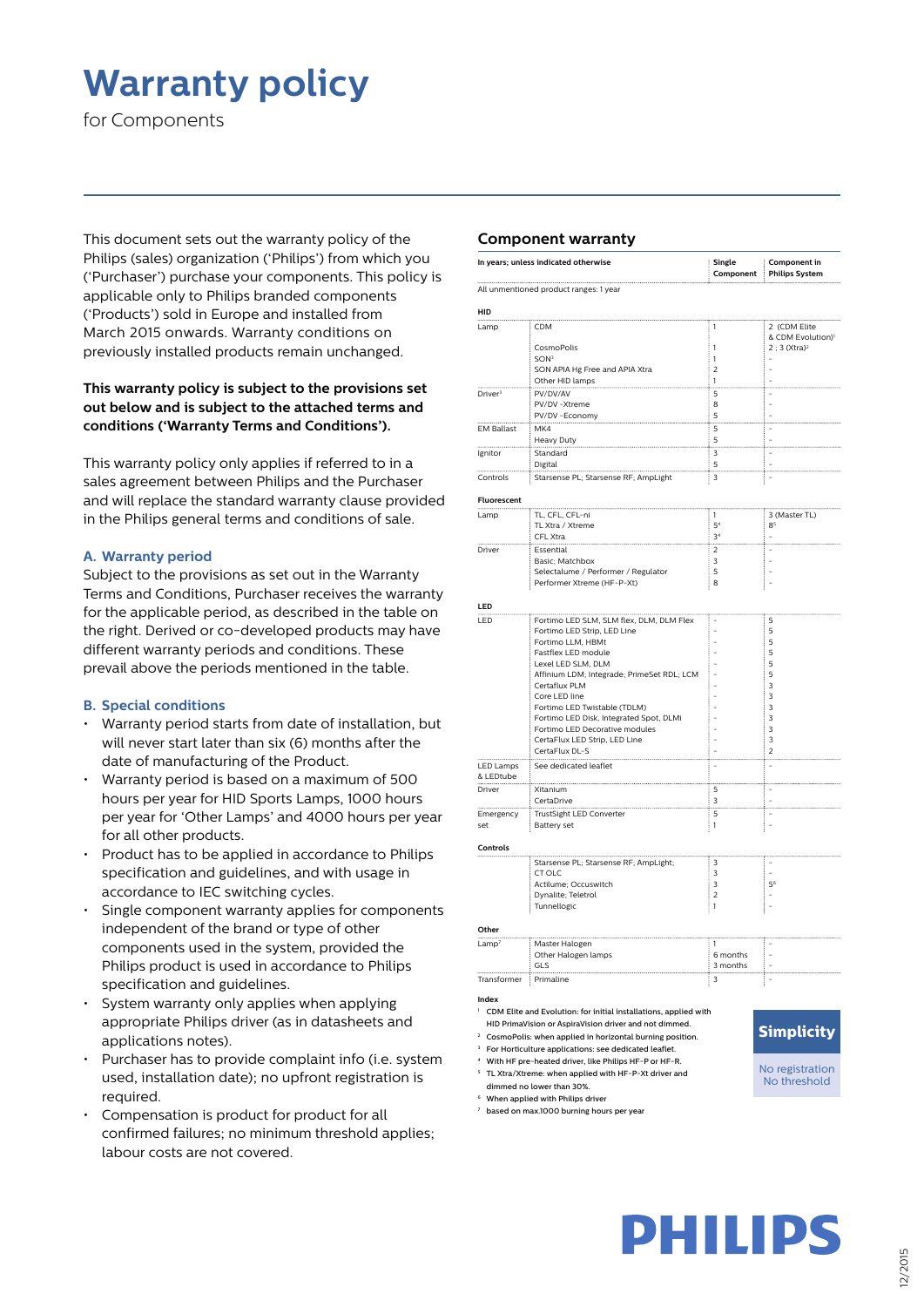# Warranty policy

for Components

This document sets out the warranty policy of the Philips (sales) organization ('Philips') from which you ('Purchaser') purchase your components. This policy is applicable only to Philips branded components ('Products') sold in Europe and installed from March 2015 onwards. Warranty conditions on previously installed products remain unchanged.

**This warranty policy is subject to the provisions set out below and is subject to the attached terms and conditions ('Warranty Terms and Conditions').**

This warranty policy only applies if referred to in a sales agreement between Philips and the Purchaser and will replace the standard warranty clause provided in the Philips general terms and conditions of sale.

### A. Warranty period

Subject to the provisions as set out in the Warranty Terms and Conditions, Purchaser receives the warranty for the applicable period, as described in the table on the right. Derived or co-developed products may have different warranty periods and conditions. These prevail above the periods mentioned in the table.

### B. Special conditions

- Warranty period starts from date of installation, but will never start later than six (6) months after the date of manufacturing of the Product.
- Warranty period is based on a maximum of 500 hours per year for HID Sports Lamps, 1000 hours per year for 'Other Lamps' and 4000 hours per year for all other products.
- Product has to be applied in accordance to Philips specification and guidelines, and with usage in accordance to IEC switching cycles.
- Single component warranty applies for components independent of the brand or type of other components used in the system, provided the Philips product is used in accordance to Philips specification and guidelines.
- System warranty only applies when applying appropriate Philips driver (as in datasheets and applications notes).
- Purchaser has to provide complaint info (i.e. system used, installation date); no upfront registration is required.
- Compensation is product for product for all confirmed failures; no minimum threshold applies; labour costs are not covered.

## Component warranty

| In years; unless indicated otherwise | | Single Component | Component in Philips System |
|---|---|---|---|
| All unmentioned product ranges: 1 year | | | |
| **HID** | | | |
| Lamp | CDM | 1 | 2 (CDM Elite & CDM Evolution)[1] |
| | CosmoPolis | 1 | 2 ; 3 (Xtra)[2] |
| | SON[3] | 1 | - |
| | SON APIA Hg Free and APIA Xtra | 2 | - |
| | Other HID lamps | 1 | - |
| Driver[3] | PV/DV/AV | 5 | - |
| | PV/DV -Xtreme | 8 | - |
| | PV/DV -Economy | 5 | - |
| EM Ballast | MK4 | 5 | - |
| | Heavy Duty | 5 | - |
| Ignitor | Standard | 3 | - |
| | Digital | 5 | - |
| Controls | Starsense PL; Starsense RF; AmpLight | 3 | - |
| **Fluorescent** | | | |
| Lamp | TL, CFL, CFL-ni | 1 | 3 (Master TL) |
| | TL Xtra / Xtreme | 5[4] | 8[5] |
| | CFL Xtra | 3[4] | - |
| Driver | Essential | 2 | - |
| | Basic; Matchbox | 3 | - |
| | Selectalume / Performer / Regulator | 5 | - |
| | Performer Xtreme (HF-P-Xt) | 8 | - |
| **LED** | | | |
| LED | Fortimo LED SLM, SLM flex, DLM, DLM Flex | - | 5 |
| | Fortimo LED Strip, LED Line | - | 5 |
| | Fortimo LLM, HBMt | - | 5 |
| | Fastflex LED module | - | 5 |
| | Lexel LED SLM, DLM | - | 5 |
| | Affinium LDM; Integrade; PrimeSet RDL; LCM | - | 5 |
| | Certaflux PLM | - | 3 |
| | Core LED line | - | 3 |
| | Fortimo LED Twistable (TDLM) | - | 3 |
| | Fortimo LED Disk, Integrated Spot, DLMi | - | 3 |
| | Fortimo LED Decorative modules | - | 3 |
| | CertaFlux LED Strip, LED Line | - | 3 |
| | CertaFlux DL-S | - | 2 |
| LED Lamps & LEDtube | See dedicated leaflet | - | - |
| Driver | Xitanium | 5 | - |
| | CertaDrive | 3 | - |
| Emergency set | TrustSight LED Converter | 5 | - |
| | Battery set | 1 | - |
| **Controls** | | | |
| | Starsense PL; Starsense RF; AmpLight; | 3 | - |
| | CT OLC | 3 | - |
| | Actilume; Occuswitch | 3 | 5[6] |
| | Dynalite; Teletrol | 2 | - |
| | Tunnellogic | 1 | - |
| **Other** | | | |
| Lamp[7] | Master Halogen | 1 | - |
| | Other Halogen lamps | 6 months | - |
| | GLS | 3 months | - |
| Transformer | Primaline | 3 | - |

**Index**

[1] CDM Elite and Evolution: for initial installations, applied with HID PrimaVision or AspiraVision driver and not dimmed.
[2] CosmoPolis: when applied in horizontal burning position.
[3] For Horticulture applications: see dedicated leaflet.
[4] With HF pre-heated driver, like Philips HF-P or HF-R.
[5] TL Xtra/Xtreme: when applied with HF-P-Xt driver and dimmed no lower than 30%.
[6] When applied with Philips driver
[7] based on max.1000 burning hours per year

**Simplicity**

No registration
No threshold

PHILIPS

12/2015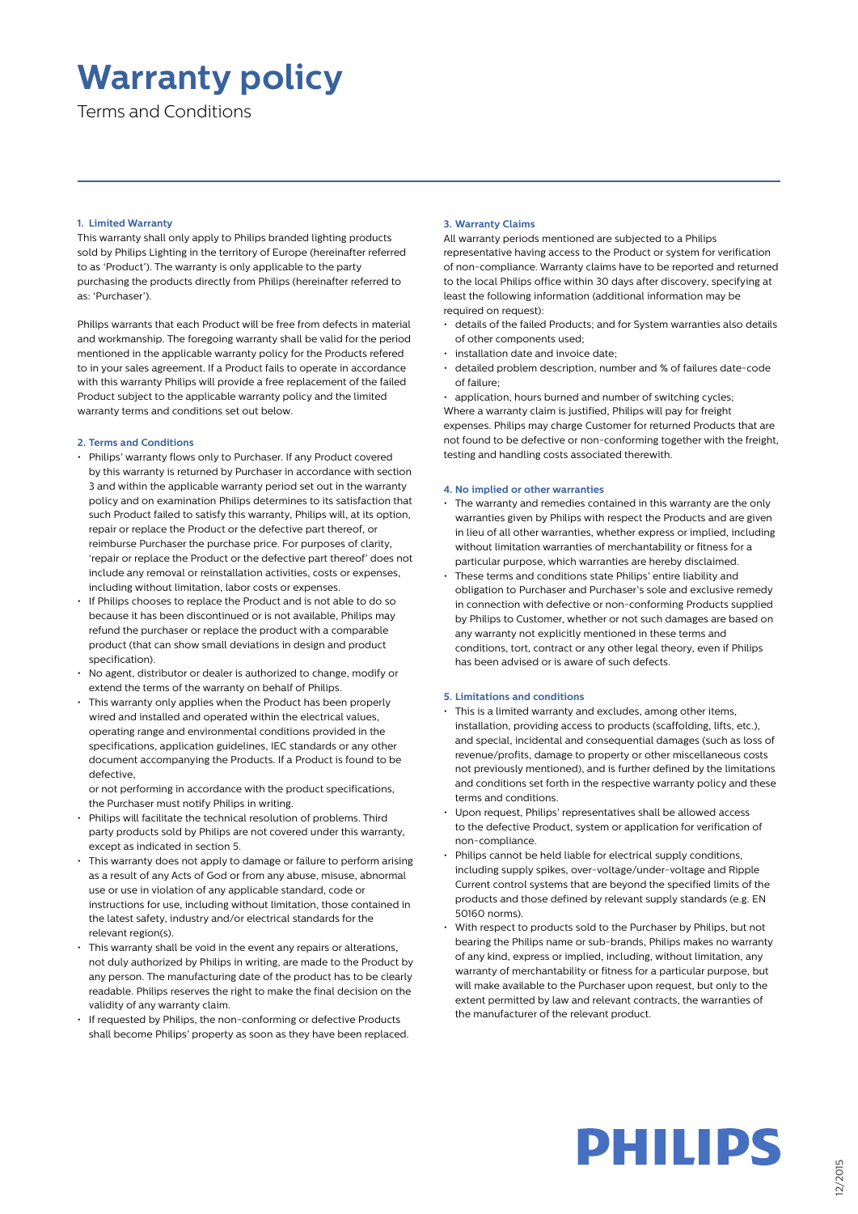# Warranty policy

Terms and Conditions

### 1. Limited Warranty

This warranty shall only apply to Philips branded lighting products sold by Philips Lighting in the territory of Europe (hereinafter referred to as 'Product'). The warranty is only applicable to the party purchasing the products directly from Philips (hereinafter referred to as: 'Purchaser').

Philips warrants that each Product will be free from defects in material and workmanship. The foregoing warranty shall be valid for the period mentioned in the applicable warranty policy for the Products refered to in your sales agreement. If a Product fails to operate in accordance with this warranty Philips will provide a free replacement of the failed Product subject to the applicable warranty policy and the limited warranty terms and conditions set out below.

### 2. Terms and Conditions

- Philips' warranty flows only to Purchaser. If any Product covered by this warranty is returned by Purchaser in accordance with section 3 and within the applicable warranty period set out in the warranty policy and on examination Philips determines to its satisfaction that such Product failed to satisfy this warranty, Philips will, at its option, repair or replace the Product or the defective part thereof, or reimburse Purchaser the purchase price. For purposes of clarity, 'repair or replace the Product or the defective part thereof' does not include any removal or reinstallation activities, costs or expenses, including without limitation, labor costs or expenses.
- If Philips chooses to replace the Product and is not able to do so because it has been discontinued or is not available, Philips may refund the purchaser or replace the product with a comparable product (that can show small deviations in design and product specification).
- No agent, distributor or dealer is authorized to change, modify or extend the terms of the warranty on behalf of Philips.
- This warranty only applies when the Product has been properly wired and installed and operated within the electrical values, operating range and environmental conditions provided in the specifications, application guidelines, IEC standards or any other document accompanying the Products. If a Product is found to be defective,
  or not performing in accordance with the product specifications, the Purchaser must notify Philips in writing.
- Philips will facilitate the technical resolution of problems. Third party products sold by Philips are not covered under this warranty, except as indicated in section 5.
- This warranty does not apply to damage or failure to perform arising as a result of any Acts of God or from any abuse, misuse, abnormal use or use in violation of any applicable standard, code or instructions for use, including without limitation, those contained in the latest safety, industry and/or electrical standards for the relevant region(s).
- This warranty shall be void in the event any repairs or alterations, not duly authorized by Philips in writing, are made to the Product by any person. The manufacturing date of the product has to be clearly readable. Philips reserves the right to make the final decision on the validity of any warranty claim.
- If requested by Philips, the non-conforming or defective Products shall become Philips' property as soon as they have been replaced.

### 3. Warranty Claims

All warranty periods mentioned are subjected to a Philips representative having access to the Product or system for verification of non-compliance. Warranty claims have to be reported and returned to the local Philips office within 30 days after discovery, specifying at least the following information (additional information may be required on request):

- details of the failed Products; and for System warranties also details of other components used;
- installation date and invoice date;
- detailed problem description, number and % of failures date-code of failure;
- application, hours burned and number of switching cycles;

Where a warranty claim is justified, Philips will pay for freight expenses. Philips may charge Customer for returned Products that are not found to be defective or non-conforming together with the freight, testing and handling costs associated therewith.

### 4. No implied or other warranties

- The warranty and remedies contained in this warranty are the only warranties given by Philips with respect the Products and are given in lieu of all other warranties, whether express or implied, including without limitation warranties of merchantability or fitness for a particular purpose, which warranties are hereby disclaimed.
- These terms and conditions state Philips' entire liability and obligation to Purchaser and Purchaser's sole and exclusive remedy in connection with defective or non-conforming Products supplied by Philips to Customer, whether or not such damages are based on any warranty not explicitly mentioned in these terms and conditions, tort, contract or any other legal theory, even if Philips has been advised or is aware of such defects.

### 5. Limitations and conditions

- This is a limited warranty and excludes, among other items, installation, providing access to products (scaffolding, lifts, etc.), and special, incidental and consequential damages (such as loss of revenue/profits, damage to property or other miscellaneous costs not previously mentioned), and is further defined by the limitations and conditions set forth in the respective warranty policy and these terms and conditions.
- Upon request, Philips' representatives shall be allowed access to the defective Product, system or application for verification of non-compliance.
- Philips cannot be held liable for electrical supply conditions, including supply spikes, over-voltage/under-voltage and Ripple Current control systems that are beyond the specified limits of the products and those defined by relevant supply standards (e.g. EN 50160 norms).
- With respect to products sold to the Purchaser by Philips, but not bearing the Philips name or sub-brands, Philips makes no warranty of any kind, express or implied, including, without limitation, any warranty of merchantability or fitness for a particular purpose, but will make available to the Purchaser upon request, but only to the extent permitted by law and relevant contracts, the warranties of the manufacturer of the relevant product.

PHILIPS

12/2015